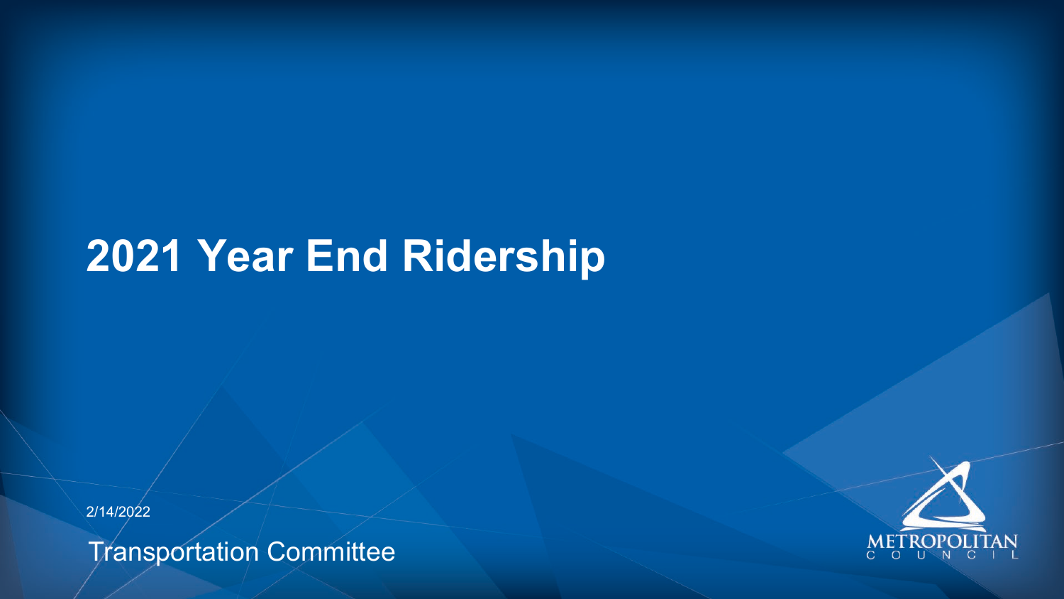# 2021 Year End Ridership

2/14/2022

Transportation Committee

METROPOLITAN COUNCIL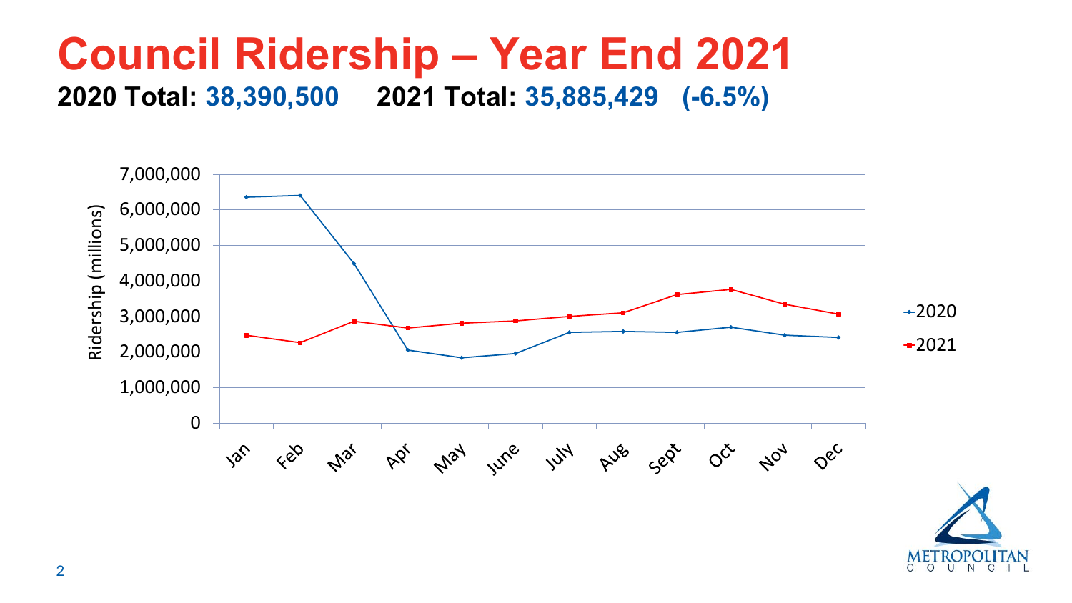# Council Ridership – Year End 2021

**2020 Total: 38,390,500 2021 Total: 35,885,429 (-6.5%)**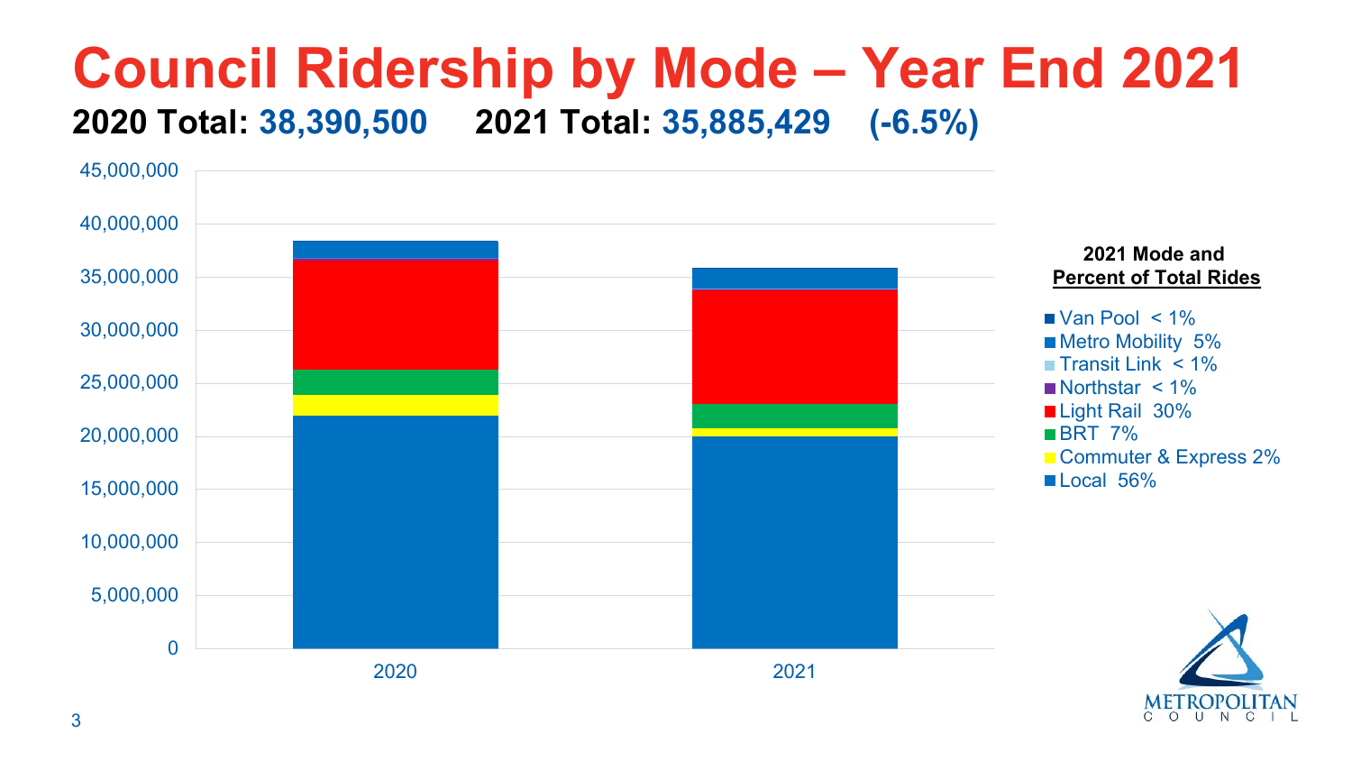# Council Ridership by Mode – Year End 2021

**2020 Total: 38,390,500   2021 Total: 35,885,429   (-6.5%)**

45,000,000
40,000,000
35,000,000
30,000,000
25,000,000
20,000,000
15,000,000
10,000,000
5,000,000
0

2020
2021

**2021 Mode and Percent of Total Rides**

- Van Pool < 1%
- Metro Mobility 5%
- Transit Link < 1%
- Northstar < 1%
- Light Rail 30%
- BRT 7%
- Commuter & Express 2%
- Local 56%

METROPOLITAN COUNCIL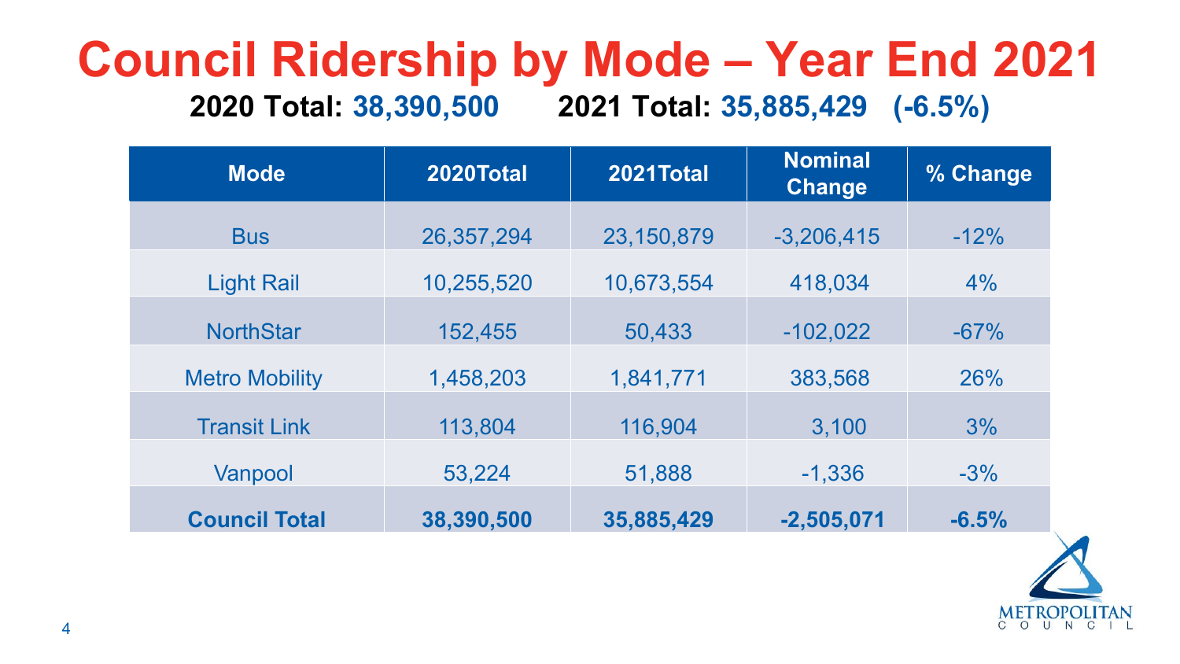# Council Ridership by Mode – Year End 2021

**2020 Total: 38,390,500 2021 Total: 35,885,429 (-6.5%)**

| Mode | 2020Total | 2021Total | Nominal Change | % Change |
|---|---|---|---|---|
| Bus | 26,357,294 | 23,150,879 | -3,206,415 | -12% |
| Light Rail | 10,255,520 | 10,673,554 | 418,034 | 4% |
| NorthStar | 152,455 | 50,433 | -102,022 | -67% |
| Metro Mobility | 1,458,203 | 1,841,771 | 383,568 | 26% |
| Transit Link | 113,804 | 116,904 | 3,100 | 3% |
| Vanpool | 53,224 | 51,888 | -1,336 | -3% |
| **Council Total** | **38,390,500** | **35,885,429** | **-2,505,071** | **-6.5%** |

METROPOLITAN COUNCIL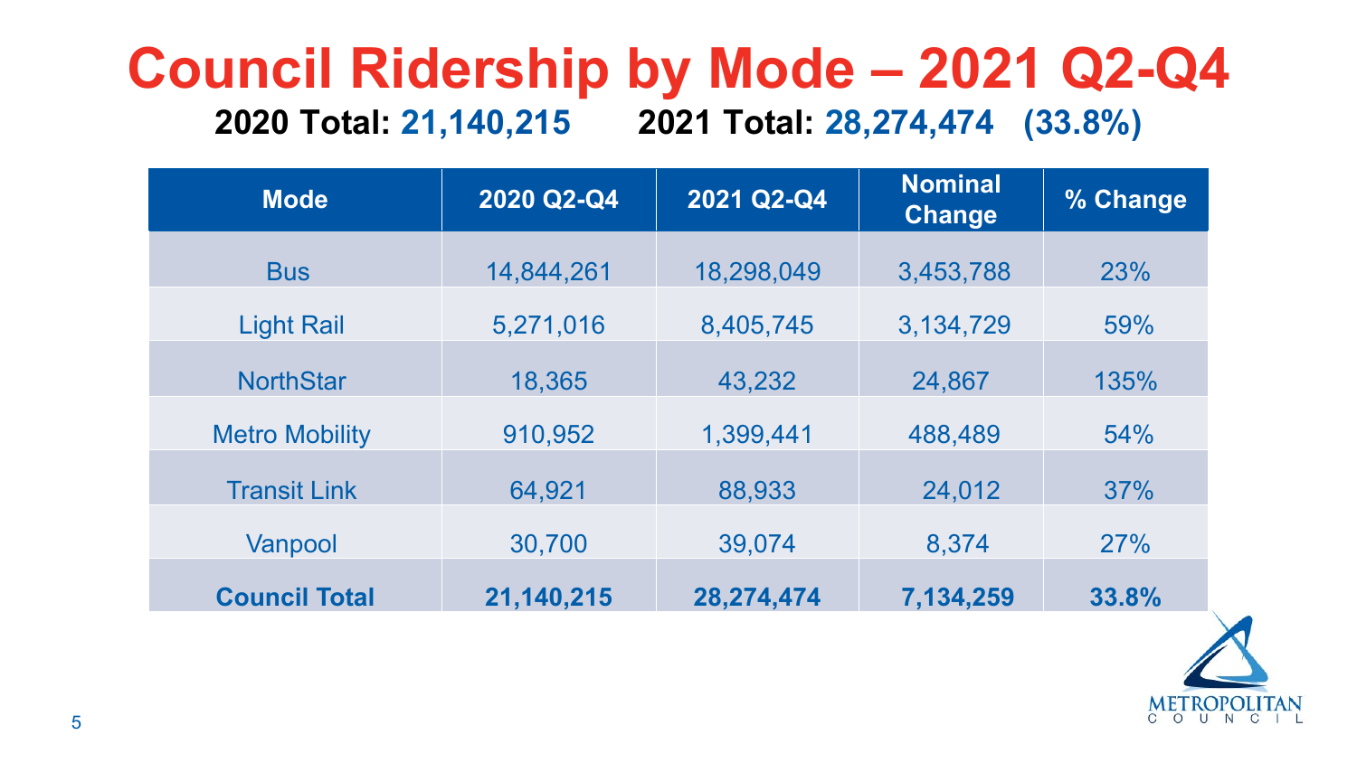# Council Ridership by Mode – 2021 Q2-Q4

**2020 Total: 21,140,215 2021 Total: 28,274,474 (33.8%)**

| Mode | 2020 Q2-Q4 | 2021 Q2-Q4 | Nominal Change | % Change |
|---|---|---|---|---|
| Bus | 14,844,261 | 18,298,049 | 3,453,788 | 23% |
| Light Rail | 5,271,016 | 8,405,745 | 3,134,729 | 59% |
| NorthStar | 18,365 | 43,232 | 24,867 | 135% |
| Metro Mobility | 910,952 | 1,399,441 | 488,489 | 54% |
| Transit Link | 64,921 | 88,933 | 24,012 | 37% |
| Vanpool | 30,700 | 39,074 | 8,374 | 27% |
| **Council Total** | **21,140,215** | **28,274,474** | **7,134,259** | **33.8%** |

METROPOLITAN COUNCIL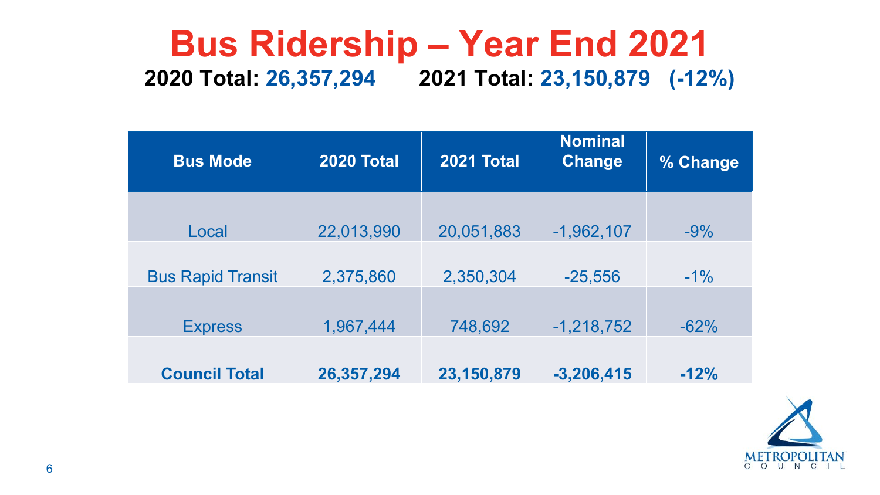# Bus Ridership – Year End 2021

**2020 Total: 26,357,294** **2021 Total: 23,150,879 (-12%)**

| Bus Mode | 2020 Total | 2021 Total | Nominal Change | % Change |
|---|---|---|---|---|
| Local | 22,013,990 | 20,051,883 | -1,962,107 | -9% |
| Bus Rapid Transit | 2,375,860 | 2,350,304 | -25,556 | -1% |
| Express | 1,967,444 | 748,692 | -1,218,752 | -62% |
| **Council Total** | **26,357,294** | **23,150,879** | **-3,206,415** | **-12%** |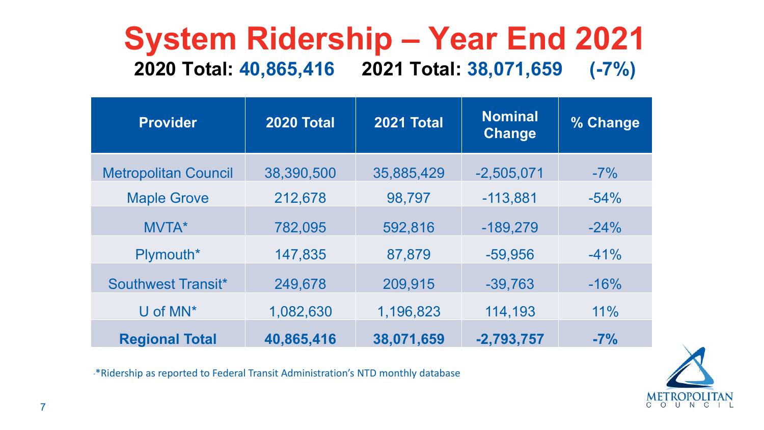# System Ridership – Year End 2021

**2020 Total: 40,865,416  2021 Total: 38,071,659  (-7%)**

| Provider | 2020 Total | 2021 Total | Nominal Change | % Change |
|---|---|---|---|---|
| Metropolitan Council | 38,390,500 | 35,885,429 | -2,505,071 | -7% |
| Maple Grove | 212,678 | 98,797 | -113,881 | -54% |
| MVTA* | 782,095 | 592,816 | -189,279 | -24% |
| Plymouth* | 147,835 | 87,879 | -59,956 | -41% |
| Southwest Transit* | 249,678 | 209,915 | -39,763 | -16% |
| U of MN* | 1,082,630 | 1,196,823 | 114,193 | 11% |
| **Regional Total** | **40,865,416** | **38,071,659** | **-2,793,757** | **-7%** |

*Ridership as reported to Federal Transit Administration's NTD monthly database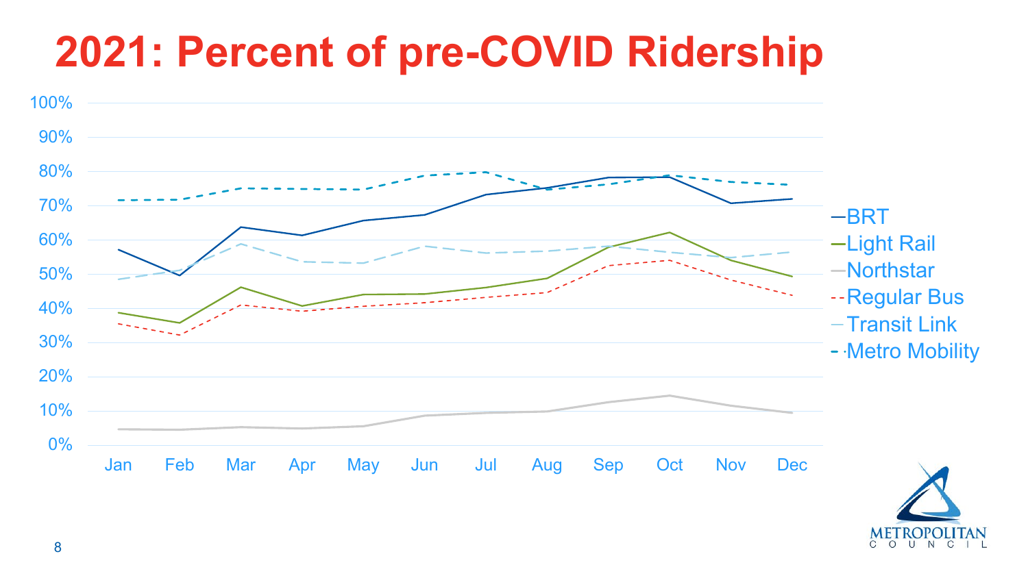# 2021: Percent of pre-COVID Ridership

100%
90%
80%
70%
60%
50%
40%
30%
20%
10%
0%

Jan
Feb
Mar
Apr
May
Jun
Jul
Aug
Sep
Oct
Nov
Dec

BRT
Light Rail
Northstar
Regular Bus
Transit Link
Metro Mobility

METROPOLITAN COUNCIL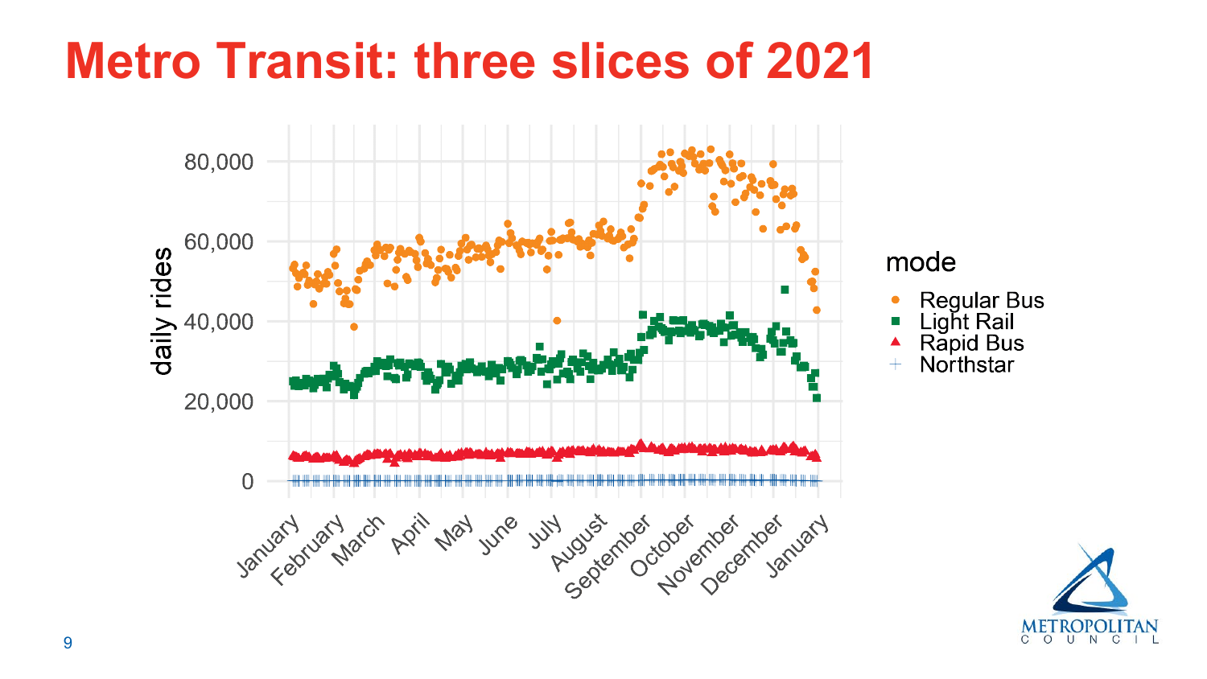# Metro Transit: three slices of 2021

daily rides

80,000

60,000

40,000

20,000

0

January
February
March
April
May
June
July
August
September
October
November
December
January

mode

Regular Bus

Light Rail

Rapid Bus

Northstar

METROPOLITAN COUNCIL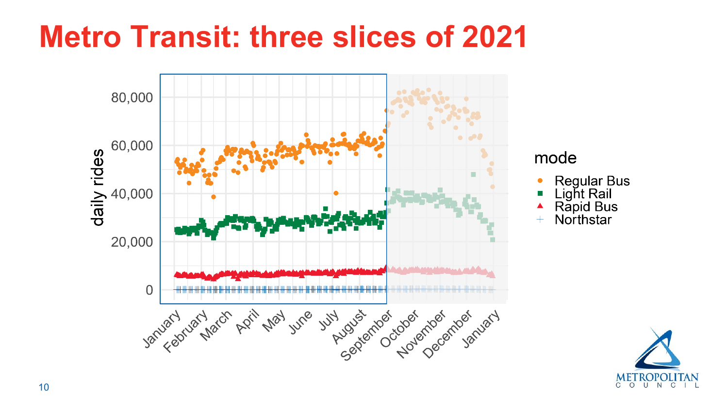# Metro Transit: three slices of 2021

daily rides

80,000
60,000
40,000
20,000
0

January
February
March
April
May
June
July
August
September
October
November
December
January

mode
Regular Bus
Light Rail
Rapid Bus
Northstar

METROPOLITAN
COUNCIL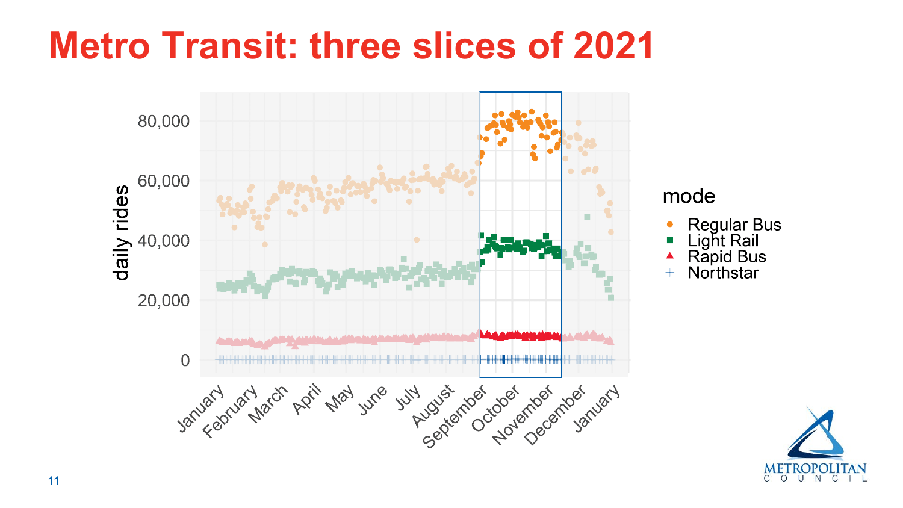# Metro Transit: three slices of 2021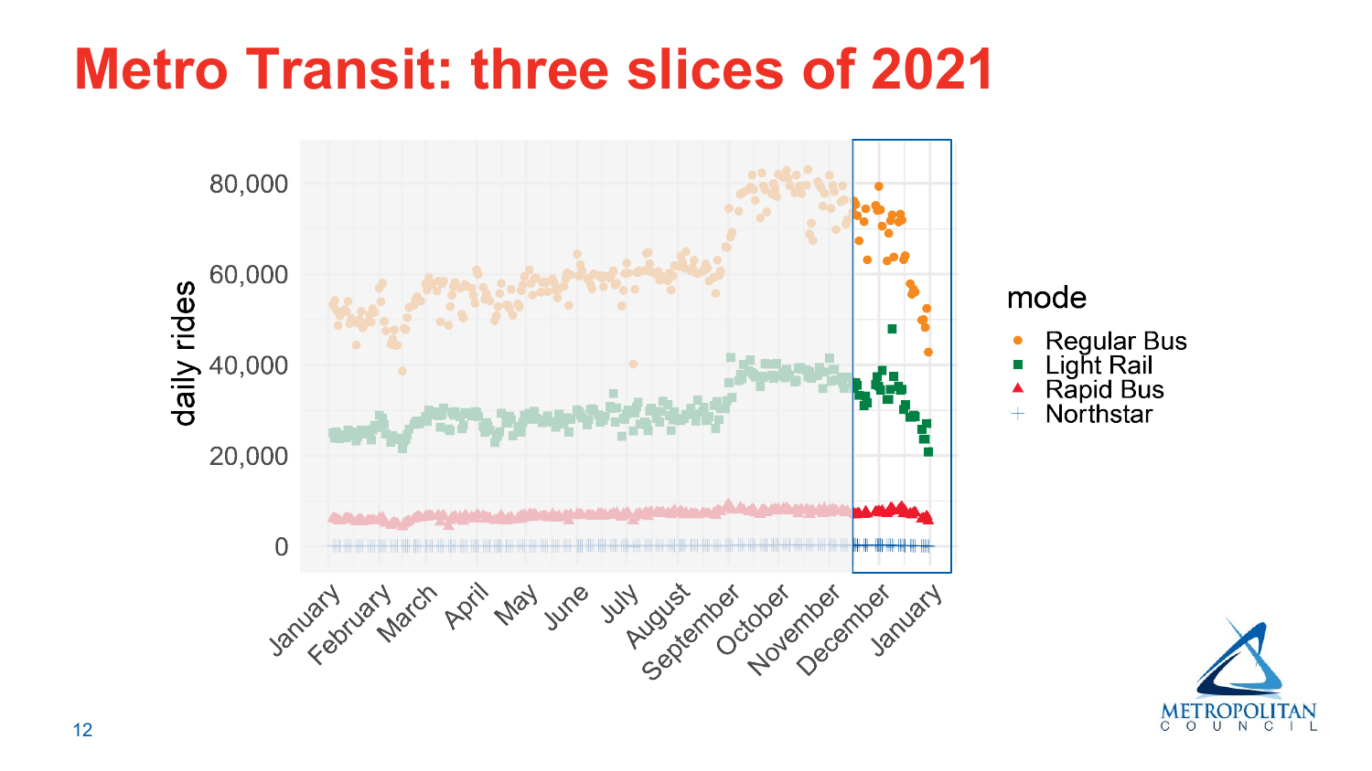# Metro Transit: three slices of 2021

daily rides

80,000
60,000
40,000
20,000
0

January
February
March
April
May
June
July
August
September
October
November
December
January

mode

- Regular Bus
- Light Rail
- Rapid Bus
- Northstar

METROPOLITAN
COUNCIL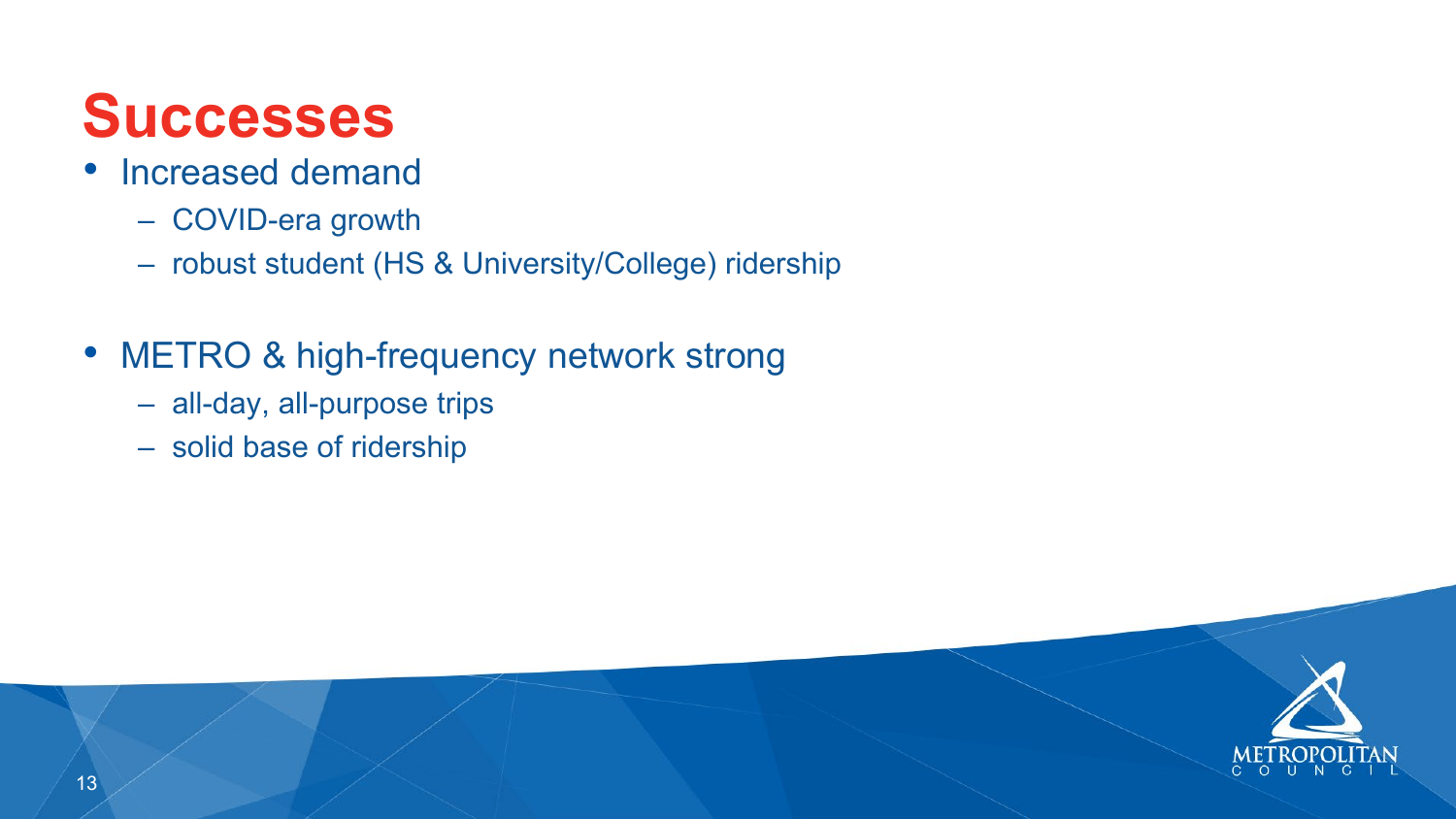# Successes

- Increased demand
  - COVID-era growth
  - robust student (HS & University/College) ridership

- METRO & high-frequency network strong
  - all-day, all-purpose trips
  - solid base of ridership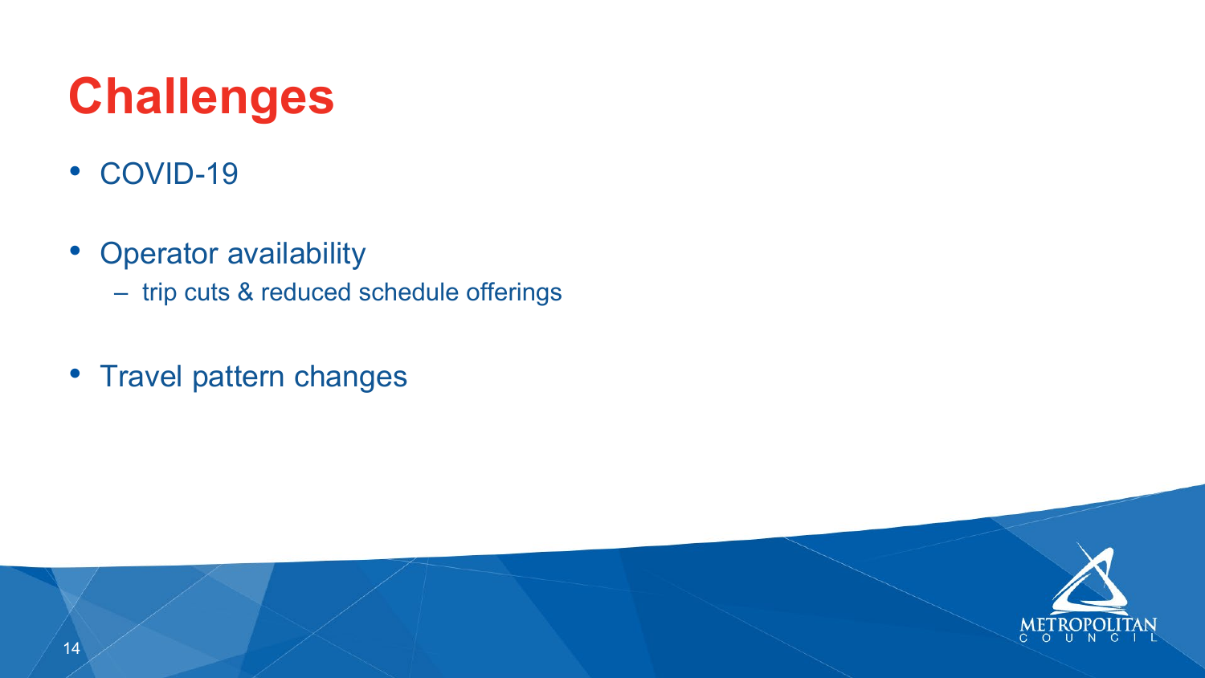# Challenges

- COVID-19
- Operator availability
  - trip cuts & reduced schedule offerings
- Travel pattern changes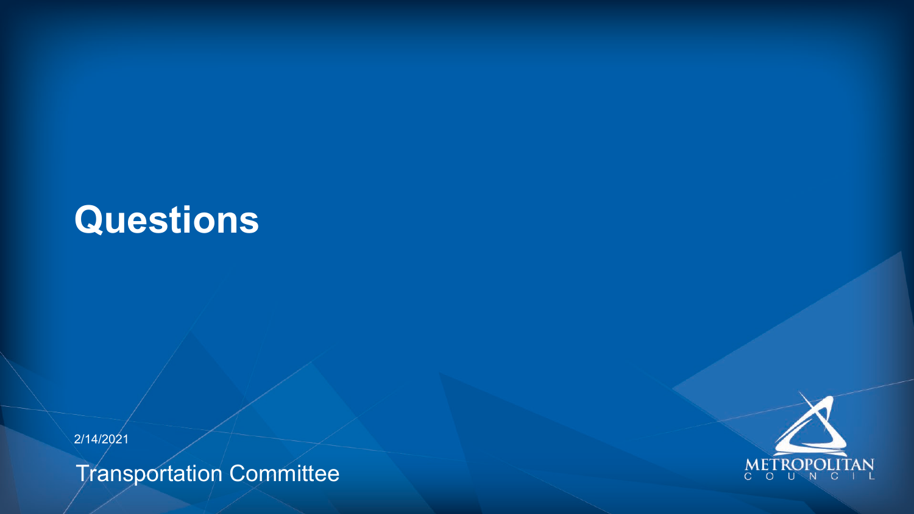# Questions

2/14/2021

Transportation Committee